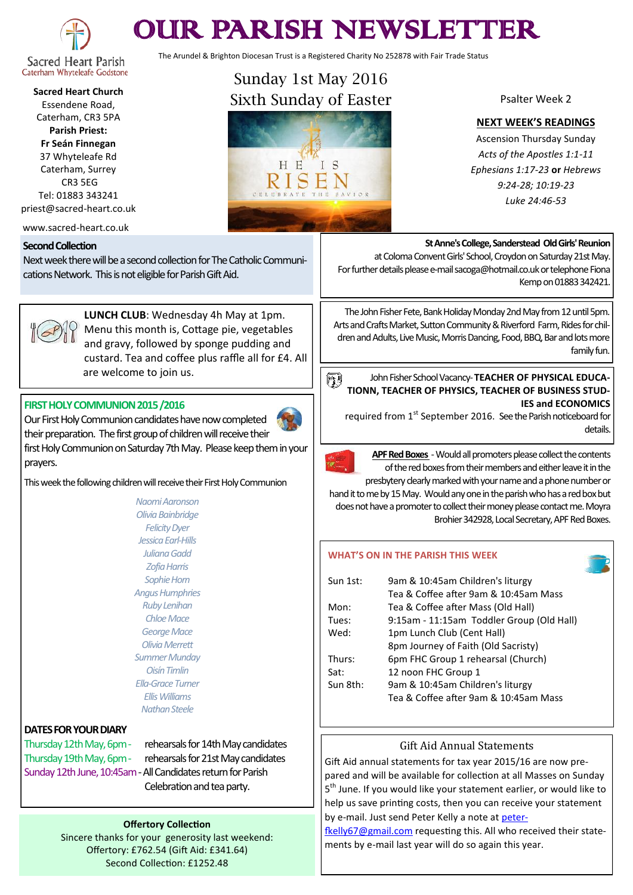# OUR PARISH NEWSLETTER

The Arundel & Brighton Diocesan Trust is a Registered Charity No 252878 with Fair Trade Status

Sacred Heart Parish
Caterham Whyteleafe Godstone

**Sacred Heart Church**
Essendene Road,
Caterham, CR3 5PA
**Parish Priest:**
**Fr Seán Finnegan**
37 Whyteleafe Rd
Caterham, Surrey
CR3 5EG
Tel: 01883 343241
priest@sacred-heart.co.uk

www.sacred-heart.co.uk

## Sunday 1st May 2016
## Sixth Sunday of Easter

HE IS RISEN
CELEBRATE THE SAVIOR

Psalter Week 2

**NEXT WEEK'S READINGS**

Ascension Thursday Sunday
*Acts of the Apostles 1:1-11*
*Ephesians 1:17-23* **or** *Hebrews 9:24-28; 10:19-23*
*Luke 24:46-53*

### Second Collection

Next week there will be a second collection for The Catholic Communications Network. This is not eligible for Parish Gift Aid.

**LUNCH CLUB**: Wednesday 4h May at 1pm. Menu this month is, Cottage pie, vegetables and gravy, followed by sponge pudding and custard. Tea and coffee plus raffle all for £4. All are welcome to join us.

### FIRST HOLY COMMUNION 2015 /2016

Our First Holy Communion candidates have now completed their preparation. The first group of children will receive their first Holy Communion on Saturday 7th May. Please keep them in your prayers.

This week the following children will receive their First Holy Communion

*Naomi Aaronson*
*Olivia Bainbridge*
*Felicity Dyer*
*Jessica Earl-Hills*
*Juliana Gadd*
*Zofia Harris*
*Sophie Horn*
*Angus Humphries*
*Ruby Lenihan*
*Chloe Mace*
*George Mace*
*Olivia Merrett*
*Summer Munday*
*Oisín Timlin*
*Ella-Grace Turner*
*Ellis Williams*
*Nathan Steele*

### DATES FOR YOUR DIARY

Thursday 12th May, 6pm - rehearsals for 14th May candidates
Thursday 19th May, 6pm - rehearsals for 21st May candidates
Sunday 12th June, 10:45am - All Candidates return for Parish Celebration and tea party.

**Offertory Collection**
Sincere thanks for your generosity last weekend:
Offertory: £762.54 (Gift Aid: £341.64)
Second Collection: £1252.48

**St Anne's College, Sanderstead Old Girls' Reunion** at Coloma Convent Girls' School, Croydon on Saturday 21st May. For further details please e-mail sacoga@hotmail.co.uk or telephone Fiona Kemp on 01883 342421.

The John Fisher Fete, Bank Holiday Monday 2nd May from 12 until 5pm. Arts and Crafts Market, Sutton Community & Riverford Farm, Rides for children and Adults, Live Music, Morris Dancing, Food, BBQ, Bar and lots more family fun.

John Fisher School Vacancy- **TEACHER OF PHYSICAL EDUCATIONN, TEACHER OF PHYSICS, TEACHER OF BUSINESS STUDIES and ECONOMICS** required from 1st September 2016. See the Parish noticeboard for details.

**APF Red Boxes** - Would all promoters please collect the contents of the red boxes from their members and either leave it in the presbytery clearly marked with your name and a phone number or hand it to me by 15 May. Would any one in the parish who has a red box but does not have a promoter to collect their money please contact me. Moyra Brohier 342928, Local Secretary, APF Red Boxes.

### WHAT'S ON IN THE PARISH THIS WEEK

| | |
|---|---|
| Sun 1st: | 9am & 10:45am Children's liturgy |
| | Tea & Coffee after 9am & 10:45am Mass |
| Mon: | Tea & Coffee after Mass (Old Hall) |
| Tues: | 9:15am - 11:15am Toddler Group (Old Hall) |
| Wed: | 1pm Lunch Club (Cent Hall) |
| | 8pm Journey of Faith (Old Sacristy) |
| Thurs: | 6pm FHC Group 1 rehearsal (Church) |
| Sat: | 12 noon FHC Group 1 |
| Sun 8th: | 9am & 10:45am Children's liturgy |
| | Tea & Coffee after 9am & 10:45am Mass |

### Gift Aid Annual Statements

Gift Aid annual statements for tax year 2015/16 are now prepared and will be available for collection at all Masses on Sunday 5th June. If you would like your statement earlier, or would like to help us save printing costs, then you can receive your statement by e-mail. Just send Peter Kelly a note at peter-fkelly67@gmail.com requesting this. All who received their statements by e-mail last year will do so again this year.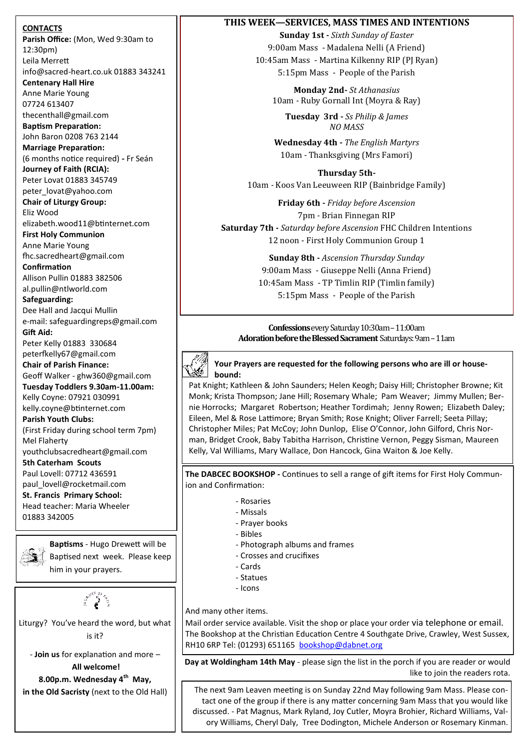## CONTACTS

**Parish Office:** (Mon, Wed 9:30am to 12:30pm)
Leila Merrett
info@sacred-heart.co.uk 01883 343241

**Centenary Hall Hire**
Anne Marie Young
07724 613407
thecenthall@gmail.com

**Baptism Preparation:**
John Baron 0208 763 2144

**Marriage Preparation:**
(6 months notice required) **-** Fr Seán

**Journey of Faith (RCIA):**
Peter Lovat 01883 345749
peter_lovat@yahoo.com

**Chair of Liturgy Group:**
Eliz Wood
elizabeth.wood11@btinternet.com

**First Holy Communion**
Anne Marie Young
fhc.sacredheart@gmail.com

**Confirmation**
Allison Pullin 01883 382506
al.pullin@ntlworld.com

**Safeguarding:**
Dee Hall and Jacqui Mullin
e-mail: safeguardingreps@gmail.com

**Gift Aid:**
Peter Kelly 01883 330684
peterfkelly67@gmail.com

**Chair of Parish Finance:**
Geoff Walker - ghw360@gmail.com

**Tuesday Toddlers 9.30am-11.00am:**
Kelly Coyne: 07921 030991
kelly.coyne@btinternet.com

**Parish Youth Clubs:**
(First Friday during school term 7pm)
Mel Flaherty
youthclubsacredheart@gmail.com

**5th Caterham Scouts**
Paul Lovell: 07712 436591
paul_lovell@rocketmail.com

**St. Francis Primary School:**
Head teacher: Maria Wheeler
01883 342005

**Baptisms** - Hugo Drewett will be Baptised next week. Please keep him in your prayers.

Liturgy? You've heard the word, but what is it?

- **Join us** for explanation and more –
**All welcome!**
**8.00p.m. Wednesday 4th May,**
**in the Old Sacristy** (next to the Old Hall)

## THIS WEEK—SERVICES, MASS TIMES AND INTENTIONS

**Sunday 1st -** *Sixth Sunday of Easter*
9:00am Mass - Madalena Nelli (A Friend)
10:45am Mass - Martina Kilkenny RIP (PJ Ryan)
5:15pm Mass - People of the Parish

**Monday 2nd-** *St Athanasius*
10am - Ruby Gornall Int (Moyra & Ray)

**Tuesday 3rd -** *Ss Philip & James*
*NO MASS*

**Wednesday 4th -** *The English Martyrs*
10am - Thanksgiving (Mrs Famori)

**Thursday 5th-**
10am - Koos Van Leeuween RIP (Bainbridge Family)

**Friday 6th -** *Friday before Ascension*
7pm - Brian Finnegan RIP

**Saturday 7th -** *Saturday before Ascension* FHC Children Intentions
12 noon - First Holy Communion Group 1

**Sunday 8th -** *Ascension Thursday Sunday*
9:00am Mass - Giuseppe Nelli (Anna Friend)
10:45am Mass - TP Timlin RIP (Timlin family)
5:15pm Mass - People of the Parish

**Confessions** every Saturday 10:30am – 11:00am
**Adoration before the Blessed Sacrament** Saturdays: 9am – 11am

**Your Prayers are requested for the following persons who are ill or housebound:**

Pat Knight; Kathleen & John Saunders; Helen Keogh; Daisy Hill; Christopher Browne; Kit Monk; Krista Thompson; Jane Hill; Rosemary Whale; Pam Weaver; Jimmy Mullen; Bernie Horrocks; Margaret Robertson; Heather Tordimah; Jenny Rowen; Elizabeth Daley; Eileen, Mel & Rose Lattimore; Bryan Smith; Rose Knight; Oliver Farrell; Seeta Pillay; Christopher Miles; Pat McCoy; John Dunlop, Elise O'Connor, John Gilford, Chris Norman, Bridget Crook, Baby Tabitha Harrison, Christine Vernon, Peggy Sisman, Maureen Kelly, Val Williams, Mary Wallace, Don Hancock, Gina Waiton & Joe Kelly.

**The DABCEC BOOKSHOP -** Continues to sell a range of gift items for First Holy Communion and Confirmation:

- Rosaries
- Missals
- Prayer books
- Bibles
- Photograph albums and frames
- Crosses and crucifixes
- Cards
- Statues
- Icons

And many other items.
Mail order service available. Visit the shop or place your order via telephone or email. The Bookshop at the Christian Education Centre 4 Southgate Drive, Crawley, West Sussex, RH10 6RP Tel: (01293) 651165 bookshop@dabnet.org

**Day at Woldingham 14th May** - please sign the list in the porch if you are reader or would like to join the readers rota.

The next 9am Leaven meeting is on Sunday 22nd May following 9am Mass. Please contact one of the group if there is any matter concerning 9am Mass that you would like discussed. - Pat Magnus, Mark Ryland, Joy Cutler, Moyra Brohier, Richard Williams, Valory Williams, Cheryl Daly, Tree Dodington, Michele Anderson or Rosemary Kinman.